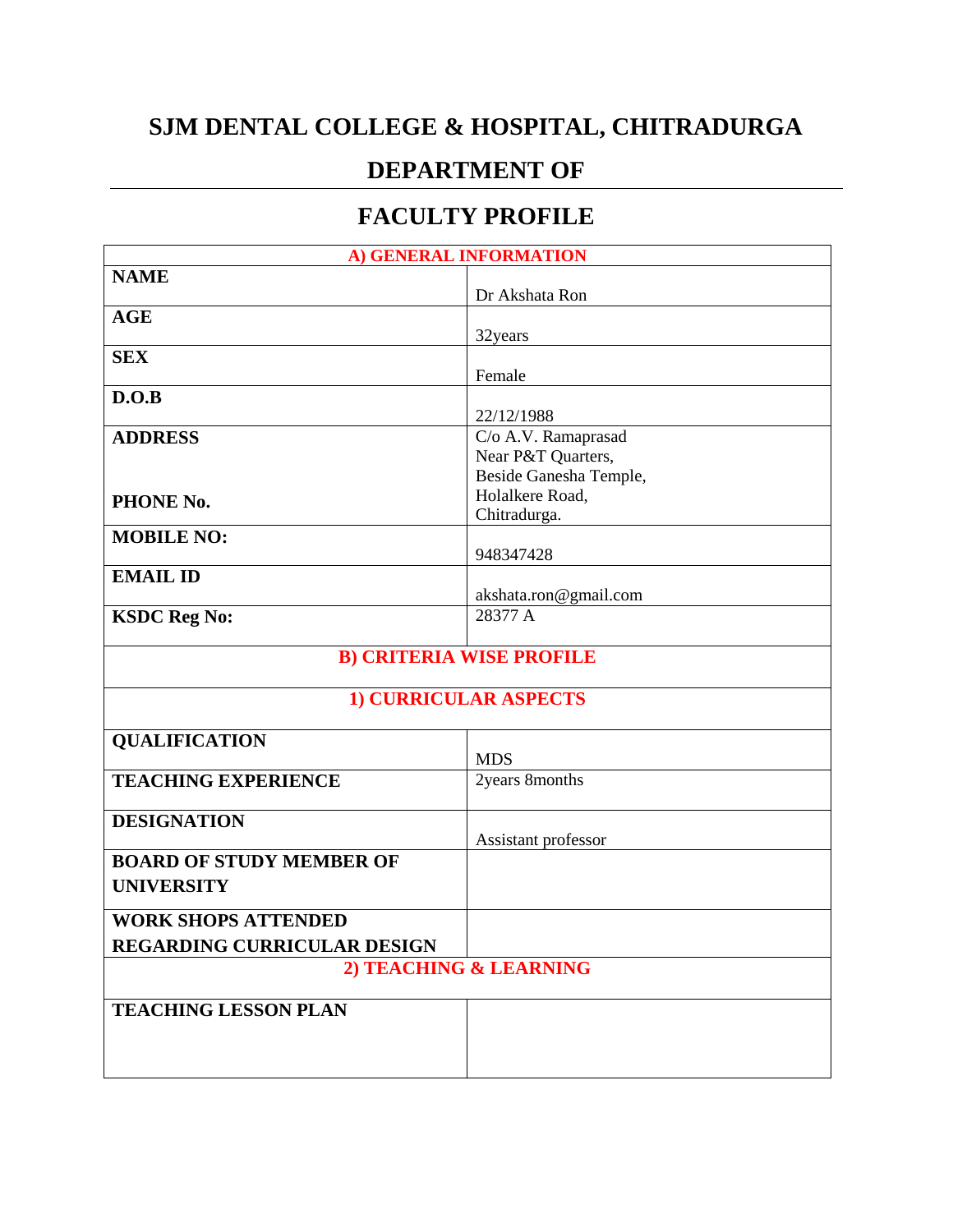# SJM DENTAL COLLEGE & HOSPITAL, CHITRADURGA

## DEPARTMENT OF

---

## FACULTY PROFILE

| A) GENERAL INFORMATION | |
|---|---|
| **NAME** | Dr Akshata Ron |
| **AGE** | 32years |
| **SEX** | Female |
| **D.O.B** | 22/12/1988 |
| **ADDRESS**<br><br>**PHONE No.** | C/o A.V. Ramaprasad<br>Near P&T Quarters,<br>Beside Ganesha Temple,<br>Holalkere Road,<br>Chitradurga. |
| **MOBILE NO:** | 948347428 |
| **EMAIL ID** | akshata.ron@gmail.com |
| **KSDC Reg No:** | 28377 A |
| **B) CRITERIA WISE PROFILE** | |
| **1) CURRICULAR ASPECTS** | |
| **QUALIFICATION** | MDS |
| **TEACHING EXPERIENCE** | 2years 8months |
| **DESIGNATION** | Assistant professor |
| **BOARD OF STUDY MEMBER OF UNIVERSITY** | |
| **WORK SHOPS ATTENDED REGARDING CURRICULAR DESIGN** | |
| **2) TEACHING & LEARNING** | |
| **TEACHING LESSON PLAN** | |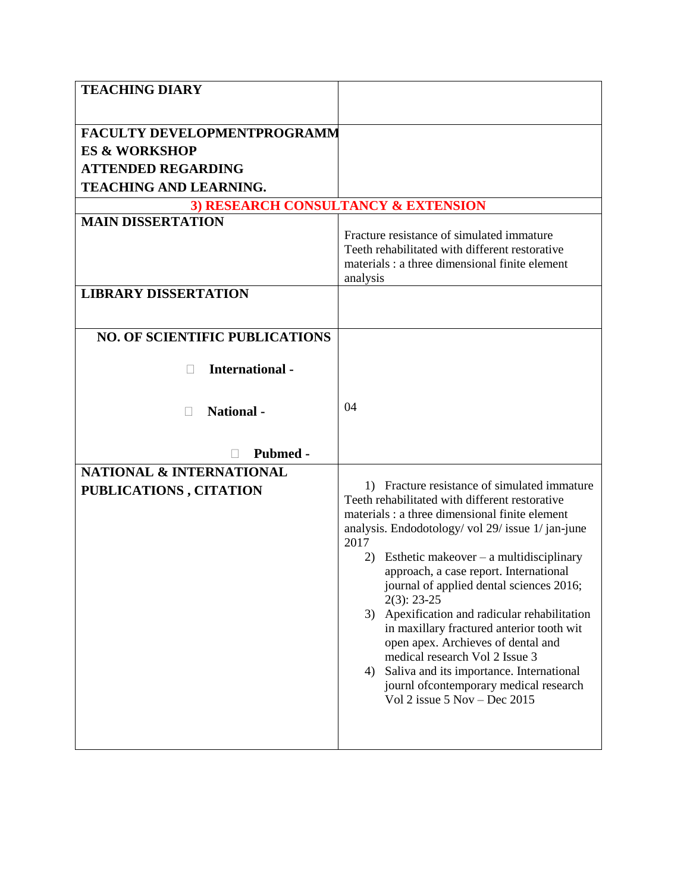| TEACHING DIARY | |
|---|---|
| FACULTY DEVELOPMENTPROGRAMMES & WORKSHOP ATTENDED REGARDING TEACHING AND LEARNING. | |
| **3) RESEARCH CONSULTANCY & EXTENSION** | |
| MAIN DISSERTATION | Fracture resistance of simulated immature Teeth rehabilitated with different restorative materials : a three dimensional finite element analysis |
| LIBRARY DISSERTATION | |
| NO. OF SCIENTIFIC PUBLICATIONS<br>International -<br>National -<br>Pubmed - | 04 |
| NATIONAL & INTERNATIONAL PUBLICATIONS , CITATION | 1) Fracture resistance of simulated immature Teeth rehabilitated with different restorative materials : a three dimensional finite element analysis. Endodotology/ vol 29/ issue 1/ jan-june 2017<br>2) Esthetic makeover – a multidisciplinary approach, a case report. International journal of applied dental sciences 2016; 2(3): 23-25<br>3) Apexification and radicular rehabilitation in maxillary fractured anterior tooth wit open apex. Archieves of dental and medical research Vol 2 Issue 3<br>4) Saliva and its importance. International journl ofcontemporary medical research Vol 2 issue 5 Nov – Dec 2015 |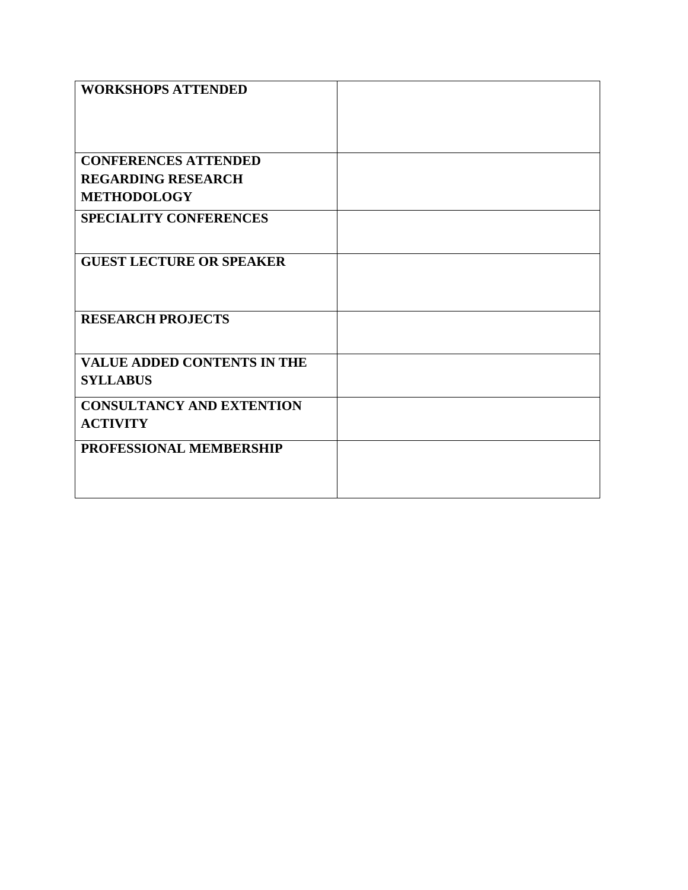| | |
|---|---|
| **WORKSHOPS ATTENDED** | |
| **CONFERENCES ATTENDED REGARDING RESEARCH METHODOLOGY** | |
| **SPECIALITY CONFERENCES** | |
| **GUEST LECTURE OR SPEAKER** | |
| **RESEARCH PROJECTS** | |
| **VALUE ADDED CONTENTS IN THE SYLLABUS** | |
| **CONSULTANCY AND EXTENTION ACTIVITY** | |
| **PROFESSIONAL MEMBERSHIP** | |